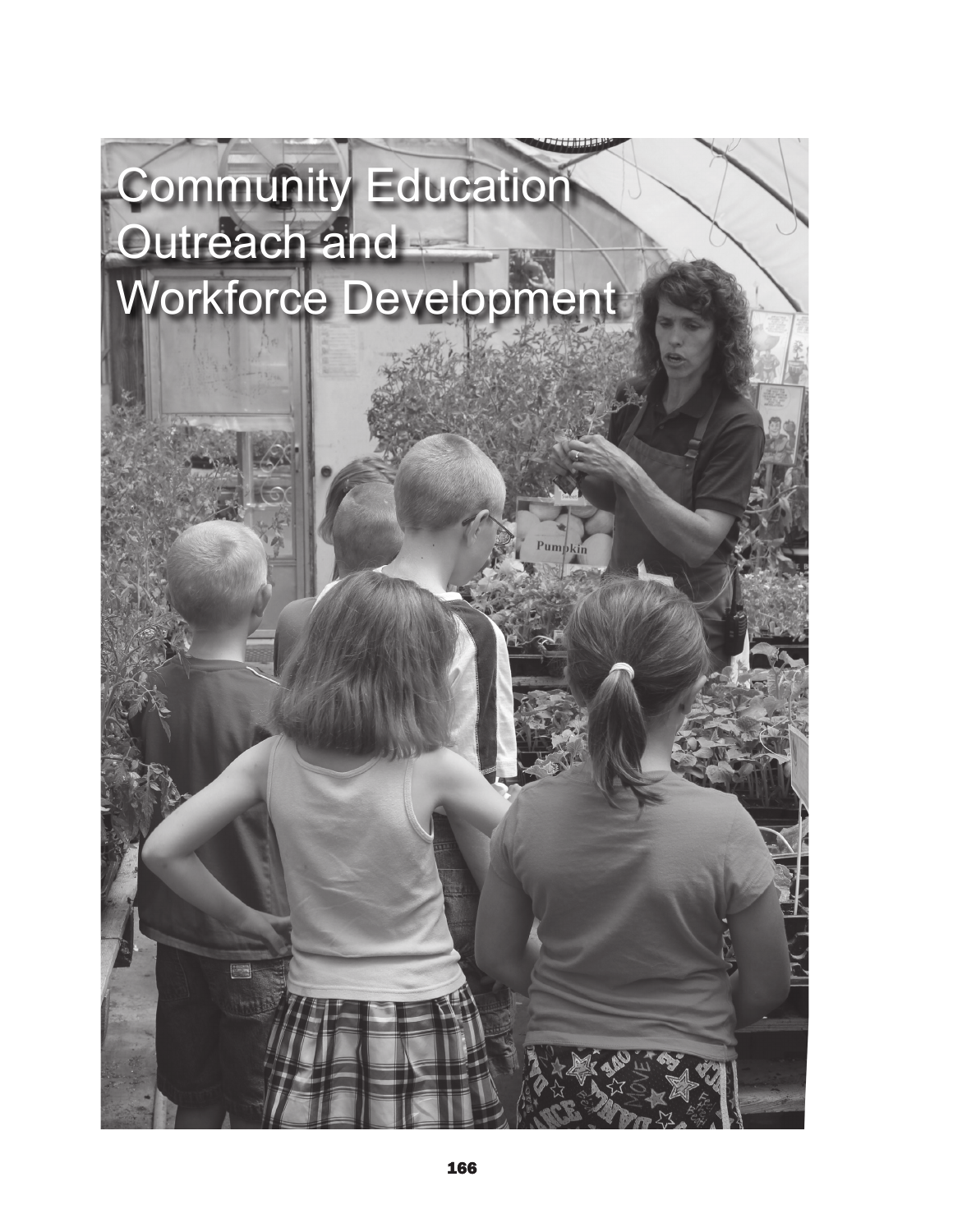# Community Education Outreach and Workforce Development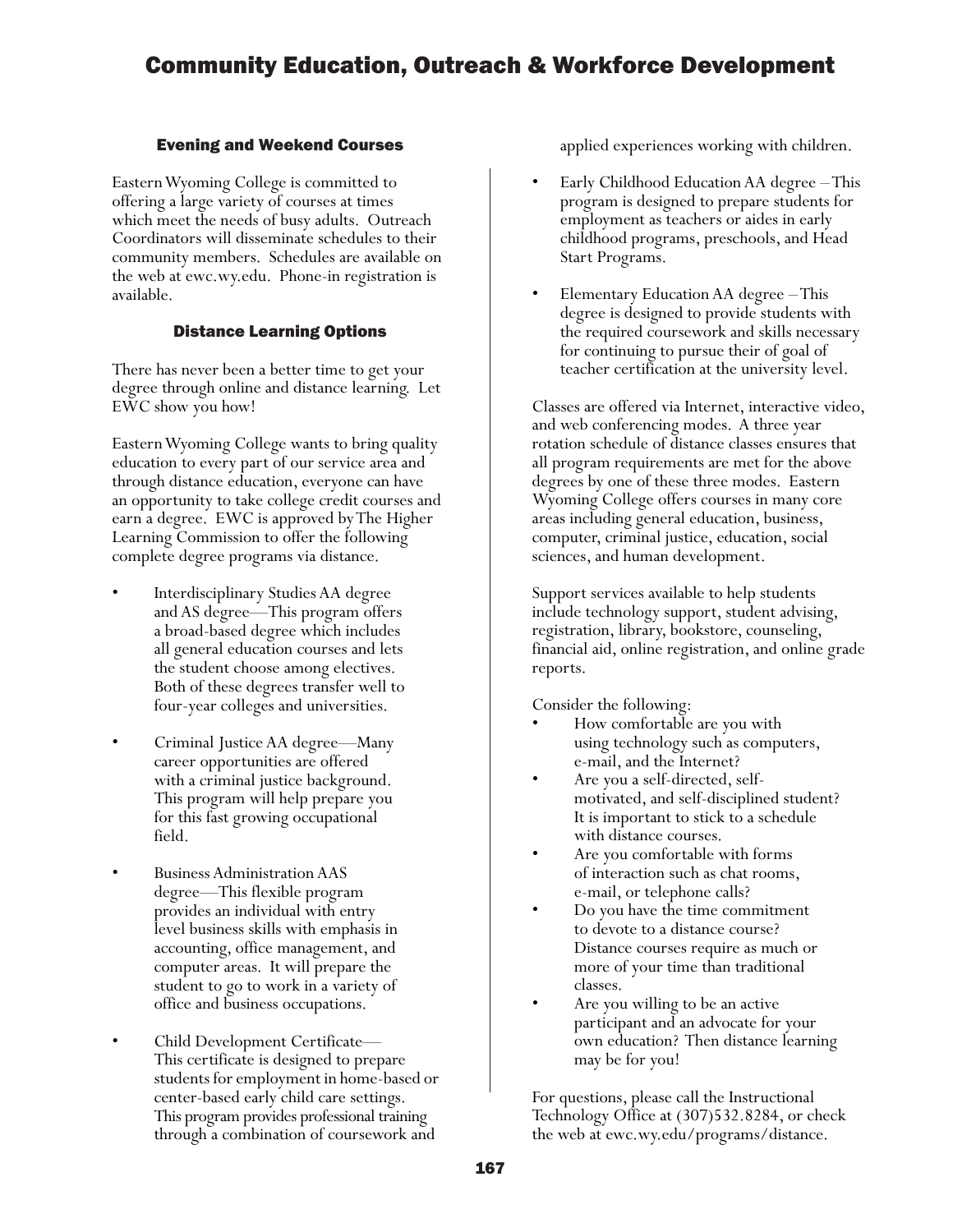# Community Education, Outreach & Workforce Development

### Evening and Weekend Courses

Eastern Wyoming College is committed to offering a large variety of courses at times which meet the needs of busy adults. Outreach Coordinators will disseminate schedules to their community members. Schedules are available on the web at ewc.wy.edu. Phone-in registration is available.

### Distance Learning Options

There has never been a better time to get your degree through online and distance learning. Let EWC show you how!

Eastern Wyoming College wants to bring quality education to every part of our service area and through distance education, everyone can have an opportunity to take college credit courses and earn a degree. EWC is approved by The Higher Learning Commission to offer the following complete degree programs via distance.

- Interdisciplinary Studies AA degree and AS degree—This program offers a broad-based degree which includes all general education courses and lets the student choose among electives. Both of these degrees transfer well to four-year colleges and universities.
- Criminal Justice AA degree—Many career opportunities are offered with a criminal justice background. This program will help prepare you for this fast growing occupational field.
- Business Administration AAS degree—This flexible program provides an individual with entry level business skills with emphasis in accounting, office management, and computer areas. It will prepare the student to go to work in a variety of office and business occupations.
- Child Development Certificate—This certificate is designed to prepare students for employment in home-based or center-based early child care settings. This program provides professional training through a combination of coursework and applied experiences working with children.
- Early Childhood Education AA degree – This program is designed to prepare students for employment as teachers or aides in early childhood programs, preschools, and Head Start Programs.
- Elementary Education AA degree – This degree is designed to provide students with the required coursework and skills necessary for continuing to pursue their of goal of teacher certification at the university level.

Classes are offered via Internet, interactive video, and web conferencing modes. A three year rotation schedule of distance classes ensures that all program requirements are met for the above degrees by one of these three modes. Eastern Wyoming College offers courses in many core areas including general education, business, computer, criminal justice, education, social sciences, and human development.

Support services available to help students include technology support, student advising, registration, library, bookstore, counseling, financial aid, online registration, and online grade reports.

Consider the following:

- How comfortable are you with using technology such as computers, e-mail, and the Internet?
- Are you a self-directed, self-motivated, and self-disciplined student? It is important to stick to a schedule with distance courses.
- Are you comfortable with forms of interaction such as chat rooms, e-mail, or telephone calls?
- Do you have the time commitment to devote to a distance course? Distance courses require as much or more of your time than traditional classes.
- Are you willing to be an active participant and an advocate for your own education? Then distance learning may be for you!

For questions, please call the Instructional Technology Office at (307)532.8284, or check the web at ewc.wy.edu/programs/distance.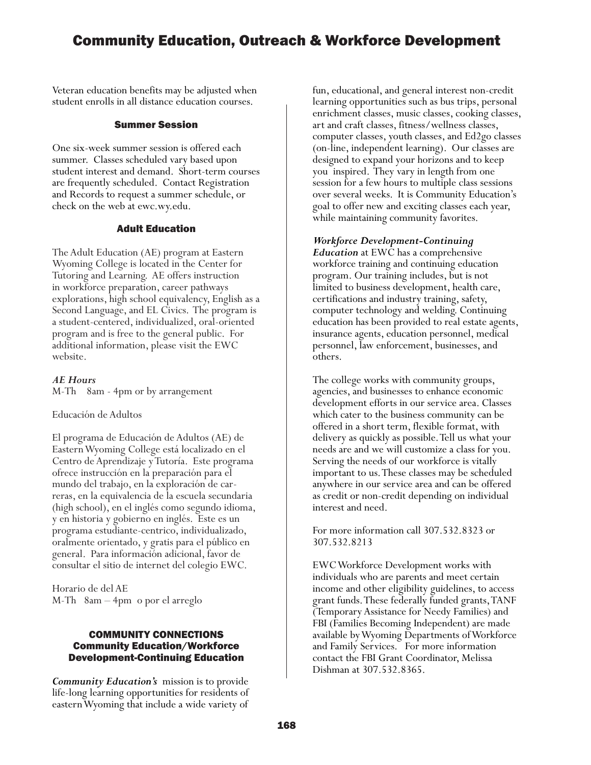Veteran education benefits may be adjusted when student enrolls in all distance education courses.

### Summer Session

One six-week summer session is offered each summer. Classes scheduled vary based upon student interest and demand. Short-term courses are frequently scheduled. Contact Registration and Records to request a summer schedule, or check on the web at ewc.wy.edu.

### Adult Education

The Adult Education (AE) program at Eastern Wyoming College is located in the Center for Tutoring and Learning. AE offers instruction in workforce preparation, career pathways explorations, high school equivalency, English as a Second Language, and EL Civics. The program is a student-centered, individualized, oral-oriented program and is free to the general public. For additional information, please visit the EWC website.

***AE Hours***
M-Th 8am - 4pm or by arrangement

Educación de Adultos

El programa de Educación de Adultos (AE) de Eastern Wyoming College está localizado en el Centro de Aprendizaje y Tutoría. Este programa ofrece instrucción en la preparación para el mundo del trabajo, en la exploración de carreras, en la equivalencia de la escuela secundaria (high school), en el inglés como segundo idioma, y en historia y gobierno en inglés. Este es un programa estudiante-centrico, individualizado, oralmente orientado, y gratis para el público en general. Para información adicional, favor de consultar el sitio de internet del colegio EWC.

Horario de del AE
M-Th 8am – 4pm o por el arreglo

### COMMUNITY CONNECTIONS
### Community Education/Workforce Development-Continuing Education

***Community Education's*** mission is to provide life-long learning opportunities for residents of eastern Wyoming that include a wide variety of fun, educational, and general interest non-credit learning opportunities such as bus trips, personal enrichment classes, music classes, cooking classes, art and craft classes, fitness/wellness classes, computer classes, youth classes, and Ed2go classes (on-line, independent learning). Our classes are designed to expand your horizons and to keep you inspired. They vary in length from one session for a few hours to multiple class sessions over several weeks. It is Community Education's goal to offer new and exciting classes each year, while maintaining community favorites.

***Workforce Development-Continuing Education*** at EWC has a comprehensive workforce training and continuing education program. Our training includes, but is not limited to business development, health care, certifications and industry training, safety, computer technology and welding. Continuing education has been provided to real estate agents, insurance agents, education personnel, medical personnel, law enforcement, businesses, and others.

The college works with community groups, agencies, and businesses to enhance economic development efforts in our service area. Classes which cater to the business community can be offered in a short term, flexible format, with delivery as quickly as possible. Tell us what your needs are and we will customize a class for you. Serving the needs of our workforce is vitally important to us. These classes may be scheduled anywhere in our service area and can be offered as credit or non-credit depending on individual interest and need.

For more information call 307.532.8323 or 307.532.8213

EWC Workforce Development works with individuals who are parents and meet certain income and other eligibility guidelines, to access grant funds. These federally funded grants, TANF (Temporary Assistance for Needy Families) and FBI (Families Becoming Independent) are made available by Wyoming Departments of Workforce and Family Services. For more information contact the FBI Grant Coordinator, Melissa Dishman at 307.532.8365.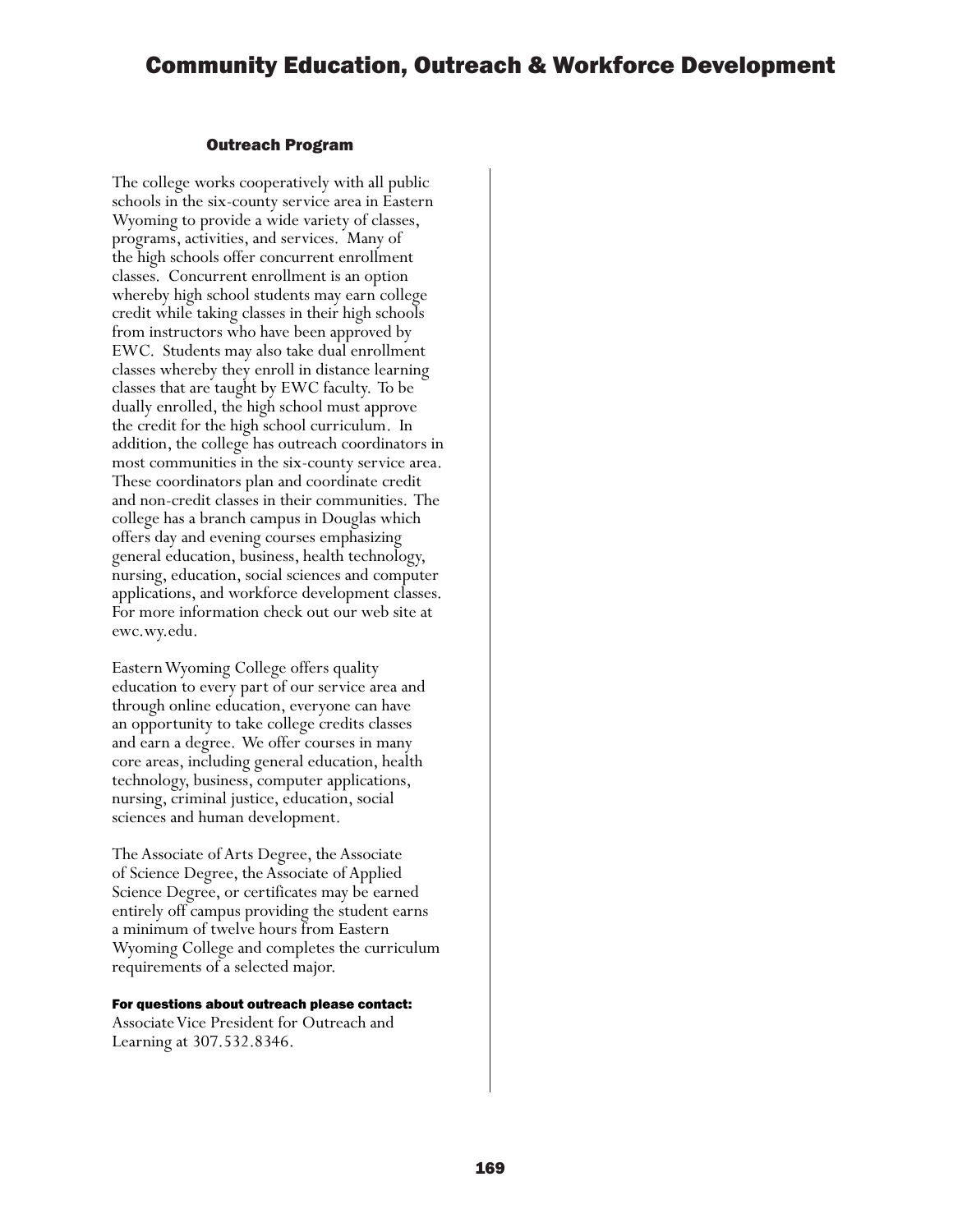# Community Education, Outreach & Workforce Development

### Outreach Program

The college works cooperatively with all public schools in the six-county service area in Eastern Wyoming to provide a wide variety of classes, programs, activities, and services. Many of the high schools offer concurrent enrollment classes. Concurrent enrollment is an option whereby high school students may earn college credit while taking classes in their high schools from instructors who have been approved by EWC. Students may also take dual enrollment classes whereby they enroll in distance learning classes that are taught by EWC faculty. To be dually enrolled, the high school must approve the credit for the high school curriculum. In addition, the college has outreach coordinators in most communities in the six-county service area. These coordinators plan and coordinate credit and non-credit classes in their communities. The college has a branch campus in Douglas which offers day and evening courses emphasizing general education, business, health technology, nursing, education, social sciences and computer applications, and workforce development classes. For more information check out our web site at ewc.wy.edu.

Eastern Wyoming College offers quality education to every part of our service area and through online education, everyone can have an opportunity to take college credits classes and earn a degree. We offer courses in many core areas, including general education, health technology, business, computer applications, nursing, criminal justice, education, social sciences and human development.

The Associate of Arts Degree, the Associate of Science Degree, the Associate of Applied Science Degree, or certificates may be earned entirely off campus providing the student earns a minimum of twelve hours from Eastern Wyoming College and completes the curriculum requirements of a selected major.

**For questions about outreach please contact:**
Associate Vice President for Outreach and Learning at 307.532.8346.